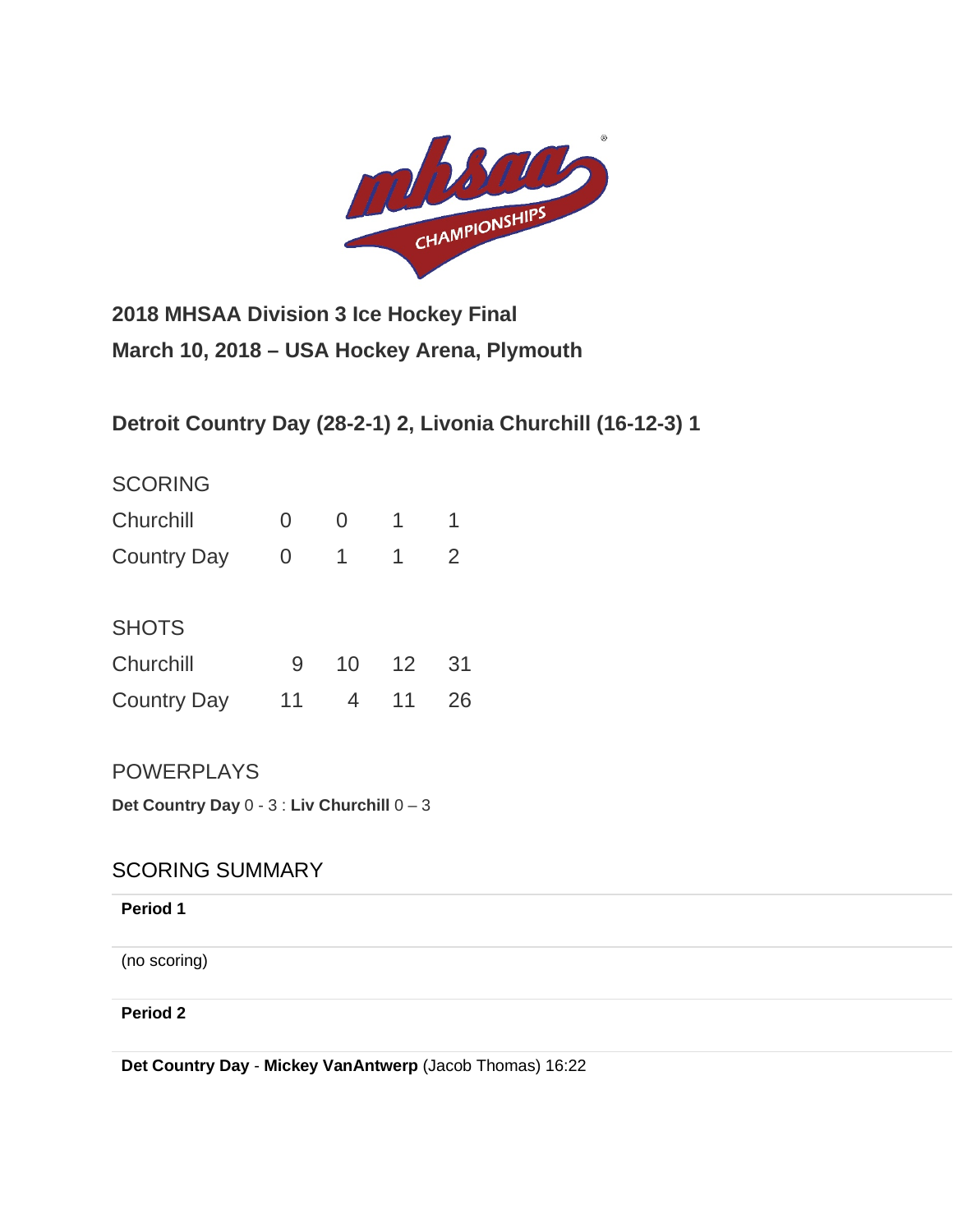**2018 MHSAA Division 3 Ice Hockey Final**

**March 10, 2018 – USA Hockey Arena, Plymouth**

**Detroit Country Day (28-2-1) 2, Livonia Churchill (16-12-3) 1**

SCORING

| | | | | |
|---|---|---|---|---|
| Churchill | 0 | 0 | 1 | 1 |
| Country Day | 0 | 1 | 1 | 2 |

SHOTS

| | | | | |
|---|---|---|---|---|
| Churchill | 9 | 10 | 12 | 31 |
| Country Day | 11 | 4 | 11 | 26 |

POWERPLAYS

**Det Country Day** 0 - 3 : **Liv Churchill** 0 – 3

SCORING SUMMARY

**Period 1**

(no scoring)

**Period 2**

**Det Country Day** - **Mickey VanAntwerp** (Jacob Thomas) 16:22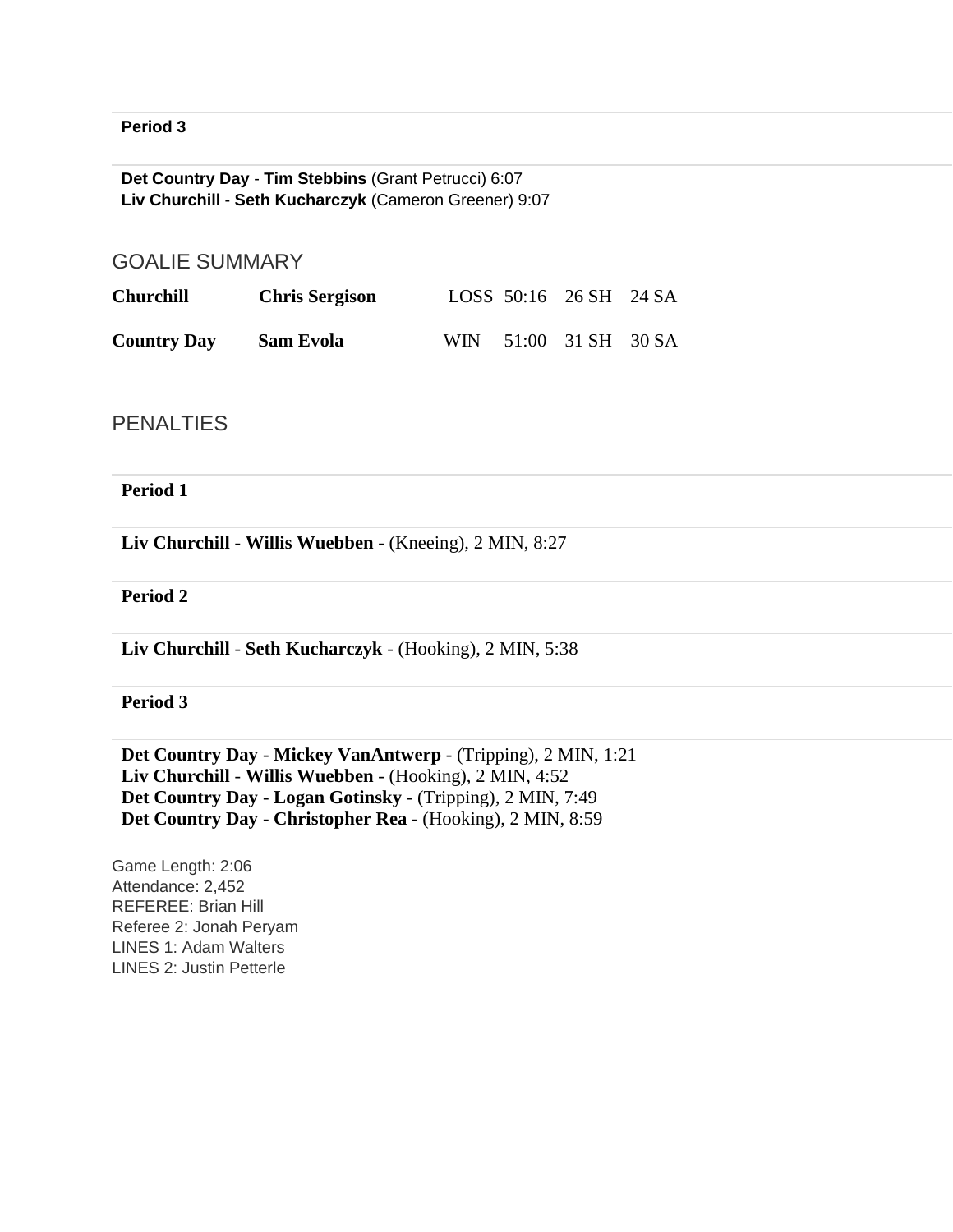**Period 3**

**Det Country Day** - **Tim Stebbins** (Grant Petrucci) 6:07
**Liv Churchill** - **Seth Kucharczyk** (Cameron Greener) 9:07

## GOALIE SUMMARY

| | | | | | |
|---|---|---|---|---|---|
| **Churchill** | **Chris Sergison** | LOSS | 50:16 | 26 SH | 24 SA |
| **Country Day** | **Sam Evola** | WIN | 51:00 | 31 SH | 30 SA |

## PENALTIES

**Period 1**

**Liv Churchill** - **Willis Wuebben** - (Kneeing), 2 MIN, 8:27

**Period 2**

**Liv Churchill** - **Seth Kucharczyk** - (Hooking), 2 MIN, 5:38

**Period 3**

**Det Country Day** - **Mickey VanAntwerp** - (Tripping), 2 MIN, 1:21
**Liv Churchill** - **Willis Wuebben** - (Hooking), 2 MIN, 4:52
**Det Country Day** - **Logan Gotinsky** - (Tripping), 2 MIN, 7:49
**Det Country Day** - **Christopher Rea** - (Hooking), 2 MIN, 8:59

Game Length: 2:06
Attendance: 2,452
REFEREE: Brian Hill
Referee 2: Jonah Peryam
LINES 1: Adam Walters
LINES 2: Justin Petterle